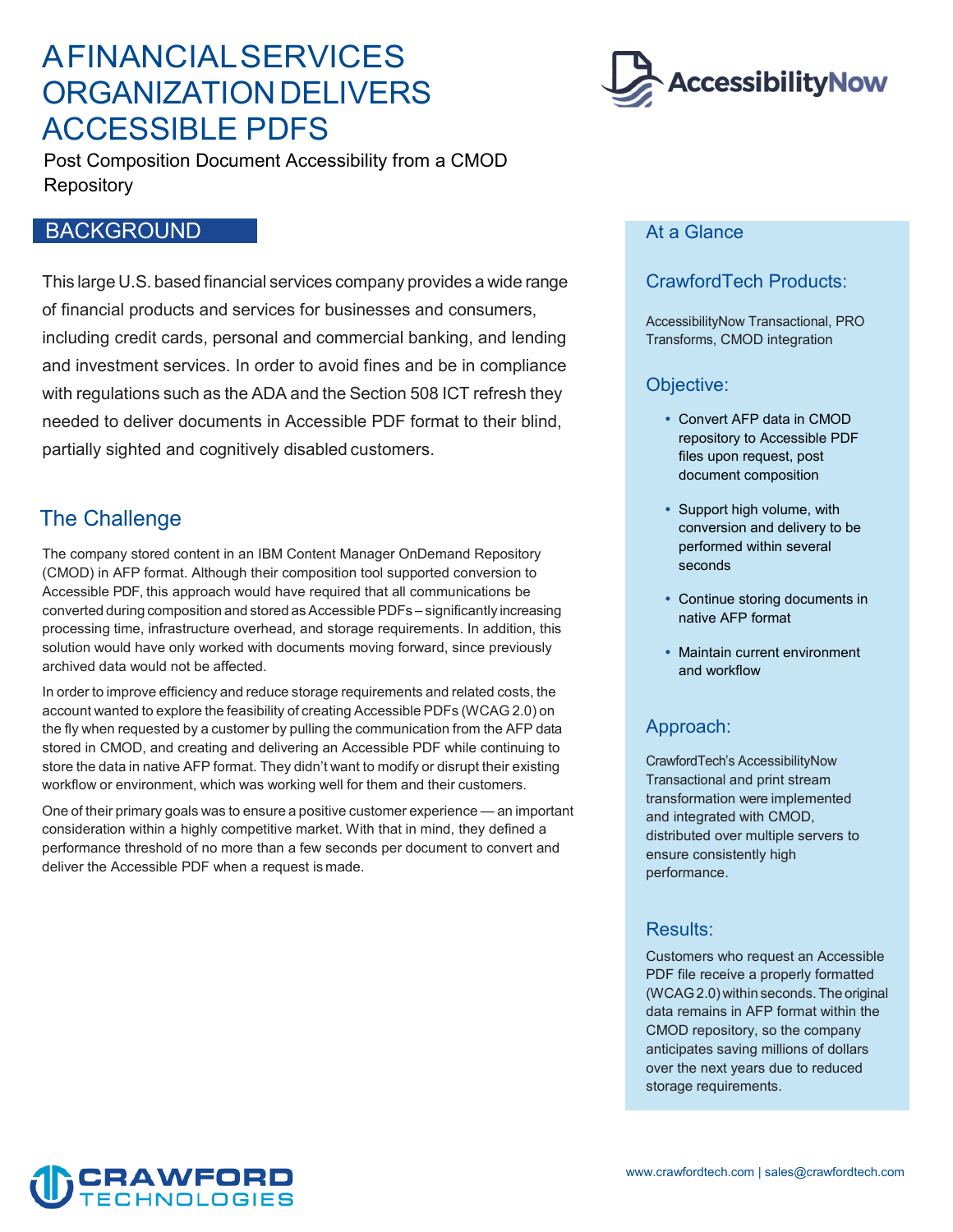# A FINANCIAL SERVICES ORGANIZATION DELIVERS ACCESSIBLE PDFS

Post Composition Document Accessibility from a CMOD Repository

## BACKGROUND

This large U.S. based financial services company provides a wide range of financial products and services for businesses and consumers, including credit cards, personal and commercial banking, and lending and investment services. In order to avoid fines and be in compliance with regulations such as the ADA and the Section 508 ICT refresh they needed to deliver documents in Accessible PDF format to their blind, partially sighted and cognitively disabled customers.

## The Challenge

The company stored content in an IBM Content Manager OnDemand Repository (CMOD) in AFP format. Although their composition tool supported conversion to Accessible PDF, this approach would have required that all communications be converted during composition and stored as Accessible PDFs – significantly increasing processing time, infrastructure overhead, and storage requirements. In addition, this solution would have only worked with documents moving forward, since previously archived data would not be affected.

In order to improve efficiency and reduce storage requirements and related costs, the account wanted to explore the feasibility of creating Accessible PDFs (WCAG 2.0) on the fly when requested by a customer by pulling the communication from the AFP data stored in CMOD, and creating and delivering an Accessible PDF while continuing to store the data in native AFP format. They didn't want to modify or disrupt their existing workflow or environment, which was working well for them and their customers.

One of their primary goals was to ensure a positive customer experience — an important consideration within a highly competitive market. With that in mind, they defined a performance threshold of no more than a few seconds per document to convert and deliver the Accessible PDF when a request is made.

## At a Glance

### CrawfordTech Products:

AccessibilityNow Transactional, PRO Transforms, CMOD integration

### Objective:

- Convert AFP data in CMOD repository to Accessible PDF files upon request, post document composition
- Support high volume, with conversion and delivery to be performed within several seconds
- Continue storing documents in native AFP format
- Maintain current environment and workflow

### Approach:

CrawfordTech's AccessibilityNow Transactional and print stream transformation were implemented and integrated with CMOD, distributed over multiple servers to ensure consistently high performance.

### Results:

Customers who request an Accessible PDF file receive a properly formatted (WCAG 2.0) within seconds. The original data remains in AFP format within the CMOD repository, so the company anticipates saving millions of dollars over the next years due to reduced storage requirements.

www.crawfordtech.com | sales@crawfordtech.com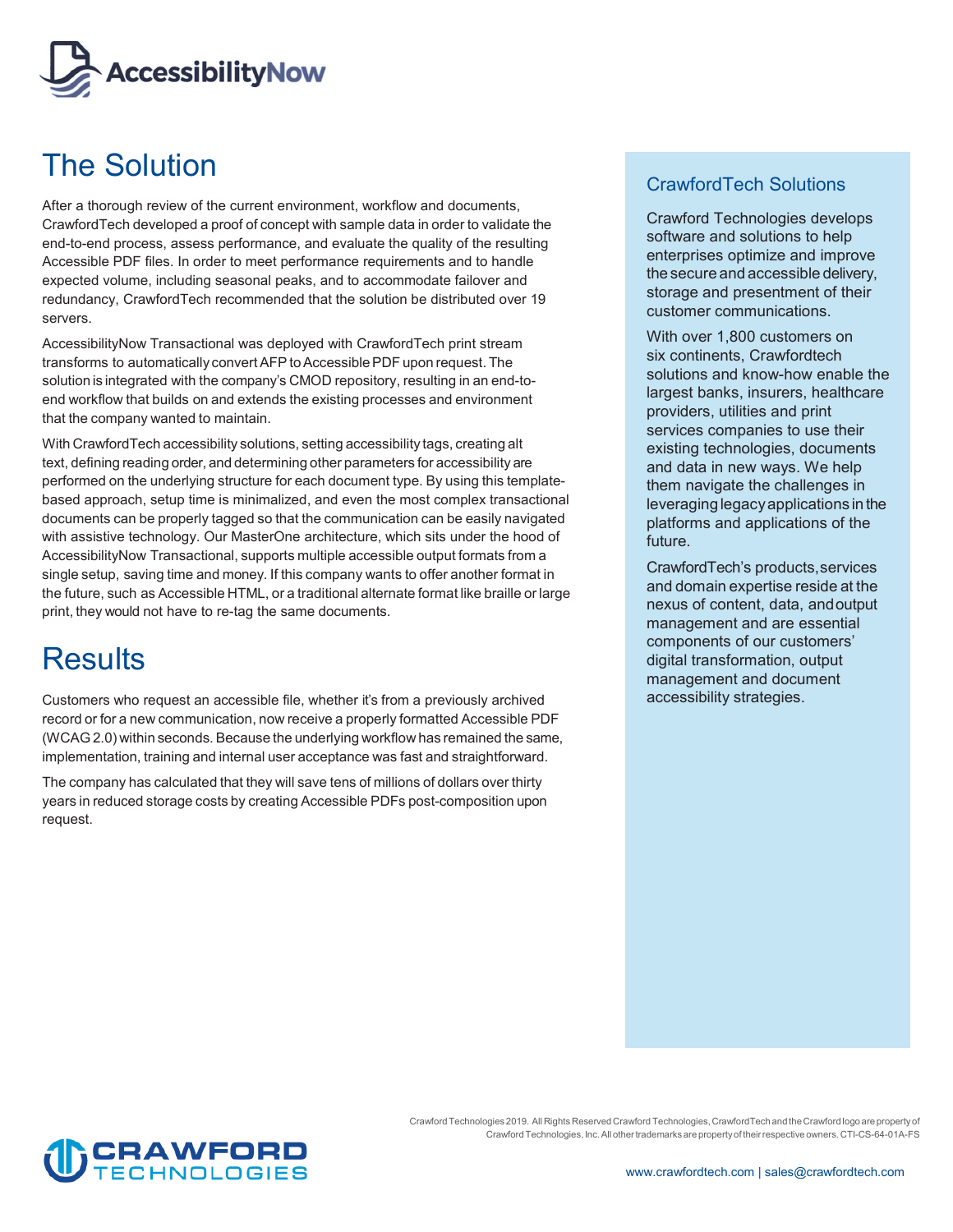# The Solution

After a thorough review of the current environment, workflow and documents, CrawfordTech developed a proof of concept with sample data in order to validate the end-to-end process, assess performance, and evaluate the quality of the resulting Accessible PDF files. In order to meet performance requirements and to handle expected volume, including seasonal peaks, and to accommodate failover and redundancy, CrawfordTech recommended that the solution be distributed over 19 servers.

AccessibilityNow Transactional was deployed with CrawfordTech print stream transforms to automatically convert AFP to Accessible PDF upon request. The solution is integrated with the company's CMOD repository, resulting in an end-to-end workflow that builds on and extends the existing processes and environment that the company wanted to maintain.

With CrawfordTech accessibility solutions, setting accessibility tags, creating alt text, defining reading order, and determining other parameters for accessibility are performed on the underlying structure for each document type. By using this template-based approach, setup time is minimalized, and even the most complex transactional documents can be properly tagged so that the communication can be easily navigated with assistive technology. Our MasterOne architecture, which sits under the hood of AccessibilityNow Transactional, supports multiple accessible output formats from a single setup, saving time and money. If this company wants to offer another format in the future, such as Accessible HTML, or a traditional alternate format like braille or large print, they would not have to re-tag the same documents.

# Results

Customers who request an accessible file, whether it's from a previously archived record or for a new communication, now receive a properly formatted Accessible PDF (WCAG 2.0) within seconds. Because the underlying workflow has remained the same, implementation, training and internal user acceptance was fast and straightforward.

The company has calculated that they will save tens of millions of dollars over thirty years in reduced storage costs by creating Accessible PDFs post-composition upon request.

## CrawfordTech Solutions

Crawford Technologies develops software and solutions to help enterprises optimize and improve the secure and accessible delivery, storage and presentment of their customer communications.

With over 1,800 customers on six continents, Crawfordtech solutions and know-how enable the largest banks, insurers, healthcare providers, utilities and print services companies to use their existing technologies, documents and data in new ways. We help them navigate the challenges in leveraging legacy applications in the platforms and applications of the future.

CrawfordTech's products, services and domain expertise reside at the nexus of content, data, and output management and are essential components of our customers' digital transformation, output management and document accessibility strategies.

Crawford Technologies 2019. All Rights Reserved Crawford Technologies, CrawfordTech and the Crawford logo are property of Crawford Technologies, Inc. All other trademarks are property of their respective owners. CTI-CS-64-01A-FS

www.crawfordtech.com | sales@crawfordtech.com